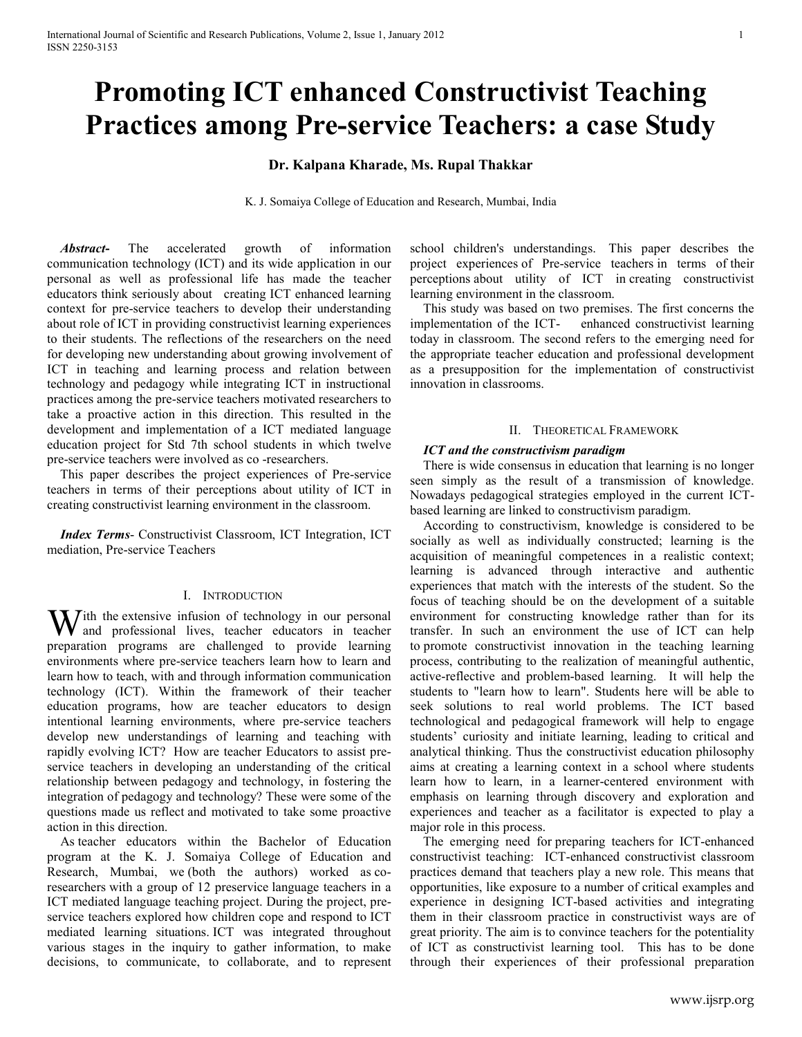# Promoting ICT enhanced Constructivist Teaching Practices among Pre-service Teachers: a case Study

**Dr. Kalpana Kharade, Ms. Rupal Thakkar**

K. J. Somaiya College of Education and Research, Mumbai, India

***Abstract-*** The accelerated growth of information communication technology (ICT) and its wide application in our personal as well as professional life has made the teacher educators think seriously about creating ICT enhanced learning context for pre-service teachers to develop their understanding about role of ICT in providing constructivist learning experiences to their students. The reflections of the researchers on the need for developing new understanding about growing involvement of ICT in teaching and learning process and relation between technology and pedagogy while integrating ICT in instructional practices among the pre-service teachers motivated researchers to take a proactive action in this direction. This resulted in the development and implementation of a ICT mediated language education project for Std 7th school students in which twelve pre-service teachers were involved as co -researchers.

This paper describes the project experiences of Pre-service teachers in terms of their perceptions about utility of ICT in creating constructivist learning environment in the classroom.

***Index Terms*-** Constructivist Classroom, ICT Integration, ICT mediation, Pre-service Teachers

## I. Introduction

With the extensive infusion of technology in our personal and professional lives, teacher educators in teacher preparation programs are challenged to provide learning environments where pre-service teachers learn how to learn and learn how to teach, with and through information communication technology (ICT). Within the framework of their teacher education programs, how are teacher educators to design intentional learning environments, where pre-service teachers develop new understandings of learning and teaching with rapidly evolving ICT? How are teacher Educators to assist pre-service teachers in developing an understanding of the critical relationship between pedagogy and technology, in fostering the integration of pedagogy and technology? These were some of the questions made us reflect and motivated to take some proactive action in this direction.

As teacher educators within the Bachelor of Education program at the K. J. Somaiya College of Education and Research, Mumbai, we (both the authors) worked as co-researchers with a group of 12 preservice language teachers in a ICT mediated language teaching project. During the project, pre-service teachers explored how children cope and respond to ICT mediated learning situations. ICT was integrated throughout various stages in the inquiry to gather information, to make decisions, to communicate, to collaborate, and to represent school children's understandings. This paper describes the project experiences of Pre-service teachers in terms of their perceptions about utility of ICT in creating constructivist learning environment in the classroom.

This study was based on two premises. The first concerns the implementation of the ICT- enhanced constructivist learning today in classroom. The second refers to the emerging need for the appropriate teacher education and professional development as a presupposition for the implementation of constructivist innovation in classrooms.

## II. Theoretical Framework

### *ICT and the constructivism paradigm*

There is wide consensus in education that learning is no longer seen simply as the result of a transmission of knowledge. Nowadays pedagogical strategies employed in the current ICT-based learning are linked to constructivism paradigm.

According to constructivism, knowledge is considered to be socially as well as individually constructed; learning is the acquisition of meaningful competences in a realistic context; learning is advanced through interactive and authentic experiences that match with the interests of the student. So the focus of teaching should be on the development of a suitable environment for constructing knowledge rather than for its transfer. In such an environment the use of ICT can help to promote constructivist innovation in the teaching learning process, contributing to the realization of meaningful authentic, active-reflective and problem-based learning. It will help the students to "learn how to learn". Students here will be able to seek solutions to real world problems. The ICT based technological and pedagogical framework will help to engage students' curiosity and initiate learning, leading to critical and analytical thinking. Thus the constructivist education philosophy aims at creating a learning context in a school where students learn how to learn, in a learner-centered environment with emphasis on learning through discovery and exploration and experiences and teacher as a facilitator is expected to play a major role in this process.

The emerging need for preparing teachers for ICT-enhanced constructivist teaching: ICT-enhanced constructivist classroom practices demand that teachers play a new role. This means that opportunities, like exposure to a number of critical examples and experience in designing ICT-based activities and integrating them in their classroom practice in constructivist ways are of great priority. The aim is to convince teachers for the potentiality of ICT as constructivist learning tool. This has to be done through their experiences of their professional preparation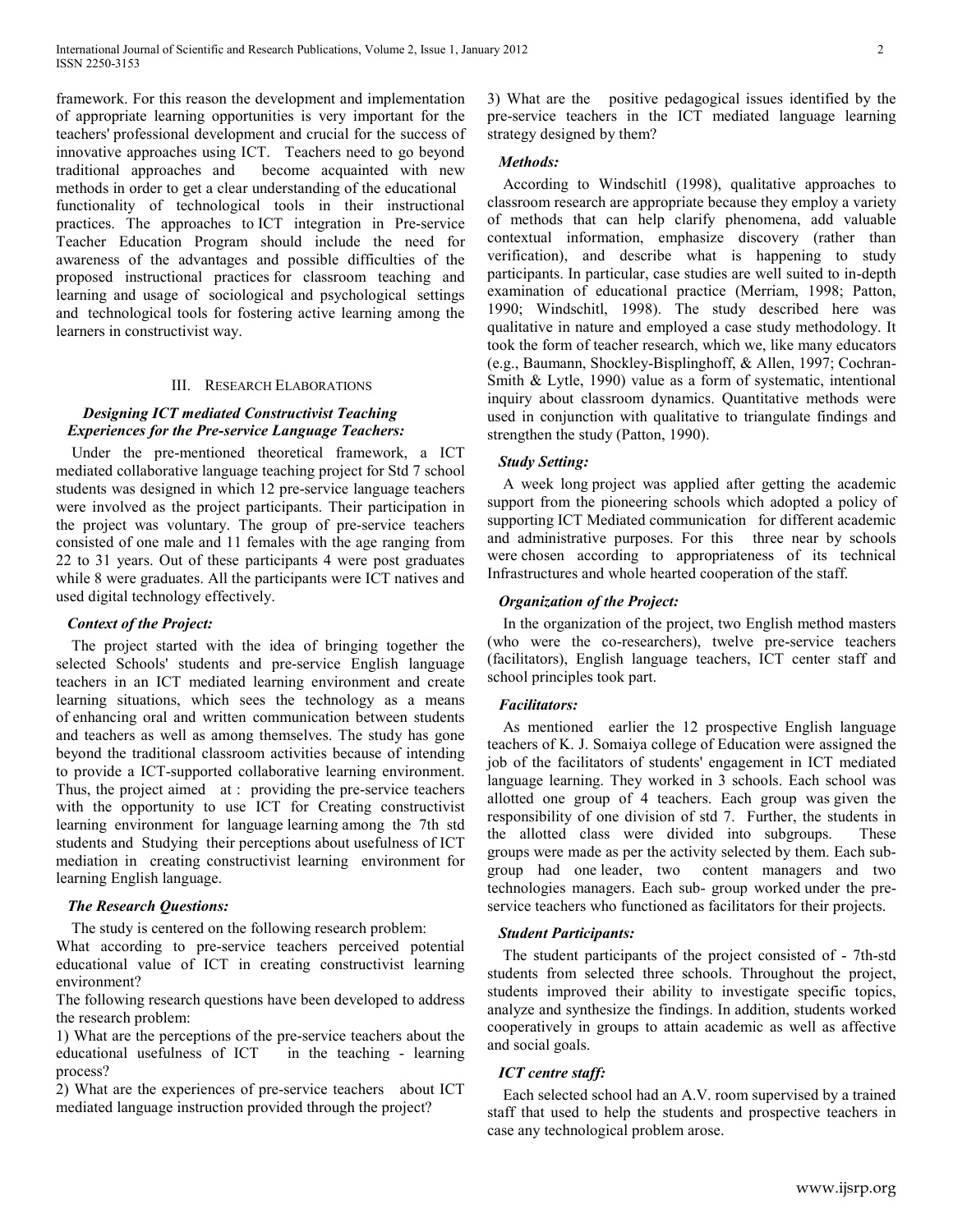framework. For this reason the development and implementation of appropriate learning opportunities is very important for the teachers' professional development and crucial for the success of innovative approaches using ICT. Teachers need to go beyond traditional approaches and become acquainted with new methods in order to get a clear understanding of the educational functionality of technological tools in their instructional practices. The approaches to ICT integration in Pre-service Teacher Education Program should include the need for awareness of the advantages and possible difficulties of the proposed instructional practices for classroom teaching and learning and usage of sociological and psychological settings and technological tools for fostering active learning among the learners in constructivist way.

## III. Research Elaborations

### *Designing ICT mediated Constructivist Teaching Experiences for the Pre-service Language Teachers:*

Under the pre-mentioned theoretical framework, a ICT mediated collaborative language teaching project for Std 7 school students was designed in which 12 pre-service language teachers were involved as the project participants. Their participation in the project was voluntary. The group of pre-service teachers consisted of one male and 11 females with the age ranging from 22 to 31 years. Out of these participants 4 were post graduates while 8 were graduates. All the participants were ICT natives and used digital technology effectively.

### *Context of the Project:*

The project started with the idea of bringing together the selected Schools' students and pre-service English language teachers in an ICT mediated learning environment and create learning situations, which sees the technology as a means of enhancing oral and written communication between students and teachers as well as among themselves. The study has gone beyond the traditional classroom activities because of intending to provide a ICT-supported collaborative learning environment. Thus, the project aimed at : providing the pre-service teachers with the opportunity to use ICT for Creating constructivist learning environment for language learning among the 7th std students and Studying their perceptions about usefulness of ICT mediation in creating constructivist learning environment for learning English language.

### *The Research Questions:*

The study is centered on the following research problem:

What according to pre-service teachers perceived potential educational value of ICT in creating constructivist learning environment?

The following research questions have been developed to address the research problem:

1) What are the perceptions of the pre-service teachers about the educational usefulness of ICT in the teaching - learning process?

2) What are the experiences of pre-service teachers about ICT mediated language instruction provided through the project?

3) What are the positive pedagogical issues identified by the pre-service teachers in the ICT mediated language learning strategy designed by them?

### *Methods:*

According to Windschitl (1998), qualitative approaches to classroom research are appropriate because they employ a variety of methods that can help clarify phenomena, add valuable contextual information, emphasize discovery (rather than verification), and describe what is happening to study participants. In particular, case studies are well suited to in-depth examination of educational practice (Merriam, 1998; Patton, 1990; Windschitl, 1998). The study described here was qualitative in nature and employed a case study methodology. It took the form of teacher research, which we, like many educators (e.g., Baumann, Shockley-Bisplinghoff, & Allen, 1997; Cochran-Smith & Lytle, 1990) value as a form of systematic, intentional inquiry about classroom dynamics. Quantitative methods were used in conjunction with qualitative to triangulate findings and strengthen the study (Patton, 1990).

### *Study Setting:*

A week long project was applied after getting the academic support from the pioneering schools which adopted a policy of supporting ICT Mediated communication for different academic and administrative purposes. For this three near by schools were chosen according to appropriateness of its technical Infrastructures and whole hearted cooperation of the staff.

### *Organization of the Project:*

In the organization of the project, two English method masters (who were the co-researchers), twelve pre-service teachers (facilitators), English language teachers, ICT center staff and school principles took part.

### *Facilitators:*

As mentioned earlier the 12 prospective English language teachers of K. J. Somaiya college of Education were assigned the job of the facilitators of students' engagement in ICT mediated language learning. They worked in 3 schools. Each school was allotted one group of 4 teachers. Each group was given the responsibility of one division of std 7. Further, the students in the allotted class were divided into subgroups. These groups were made as per the activity selected by them. Each sub-group had one leader, two content managers and two technologies managers. Each sub- group worked under the pre-service teachers who functioned as facilitators for their projects.

### *Student Participants:*

The student participants of the project consisted of - 7th-std students from selected three schools. Throughout the project, students improved their ability to investigate specific topics, analyze and synthesize the findings. In addition, students worked cooperatively in groups to attain academic as well as affective and social goals.

### *ICT centre staff:*

Each selected school had an A.V. room supervised by a trained staff that used to help the students and prospective teachers in case any technological problem arose.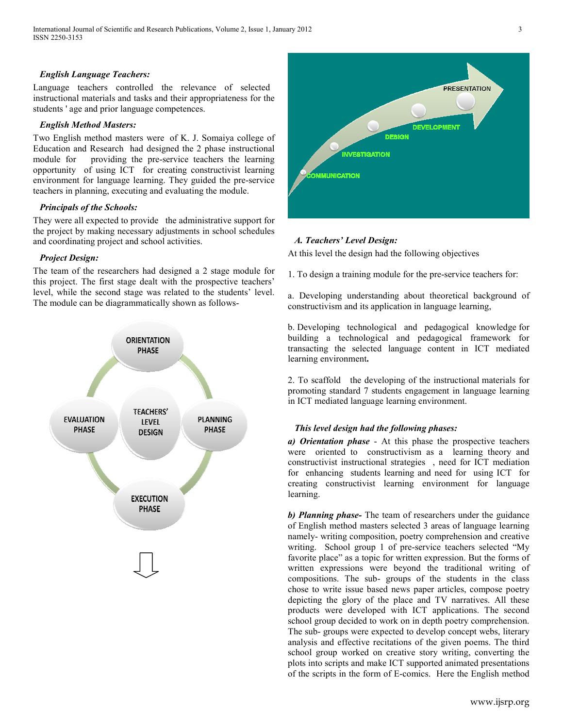***English Language Teachers:***

Language teachers controlled the relevance of selected instructional materials and tasks and their appropriateness for the students ' age and prior language competences.

***English Method Masters:***

Two English method masters were of K. J. Somaiya college of Education and Research had designed the 2 phase instructional module for providing the pre-service teachers the learning opportunity of using ICT for creating constructivist learning environment for language learning. They guided the pre-service teachers in planning, executing and evaluating the module.

***Principals of the Schools:***

They were all expected to provide the administrative support for the project by making necessary adjustments in school schedules and coordinating project and school activities.

***Project Design:***

The team of the researchers had designed a 2 stage module for this project. The first stage dealt with the prospective teachers' level, while the second stage was related to the students' level. The module can be diagrammatically shown as follows-

ORIENTATION PHASE

PLANNING PHASE

EXECUTION PHASE

EVALUATION PHASE

TEACHERS' LEVEL DESIGN

COMMUNICATION

INVESTIGATION

DESIGN

DEVELOPMENT

PRESENTATION

***A. Teachers' Level Design:***

At this level the design had the following objectives

1. To design a training module for the pre-service teachers for:

a. Developing understanding about theoretical background of constructivism and its application in language learning,

b. Developing technological and pedagogical knowledge for building a technological and pedagogical framework for transacting the selected language content in ICT mediated learning environment**.**

2. To scaffold the developing of the instructional materials for promoting standard 7 students engagement in language learning in ICT mediated language learning environment.

***This level design had the following phases:***

***a) Orientation phase*** - At this phase the prospective teachers were oriented to constructivism as a learning theory and constructivist instructional strategies , need for ICT mediation for enhancing students learning and need for using ICT for creating constructivist learning environment for language learning.

***b) Planning phase-*** The team of researchers under the guidance of English method masters selected 3 areas of language learning namely- writing composition, poetry comprehension and creative writing. School group 1 of pre-service teachers selected "My favorite place" as a topic for written expression. But the forms of written expressions were beyond the traditional writing of compositions. The sub- groups of the students in the class chose to write issue based news paper articles, compose poetry depicting the glory of the place and TV narratives. All these products were developed with ICT applications. The second school group decided to work on in depth poetry comprehension. The sub- groups were expected to develop concept webs, literary analysis and effective recitations of the given poems. The third school group worked on creative story writing, converting the plots into scripts and make ICT supported animated presentations of the scripts in the form of E-comics. Here the English method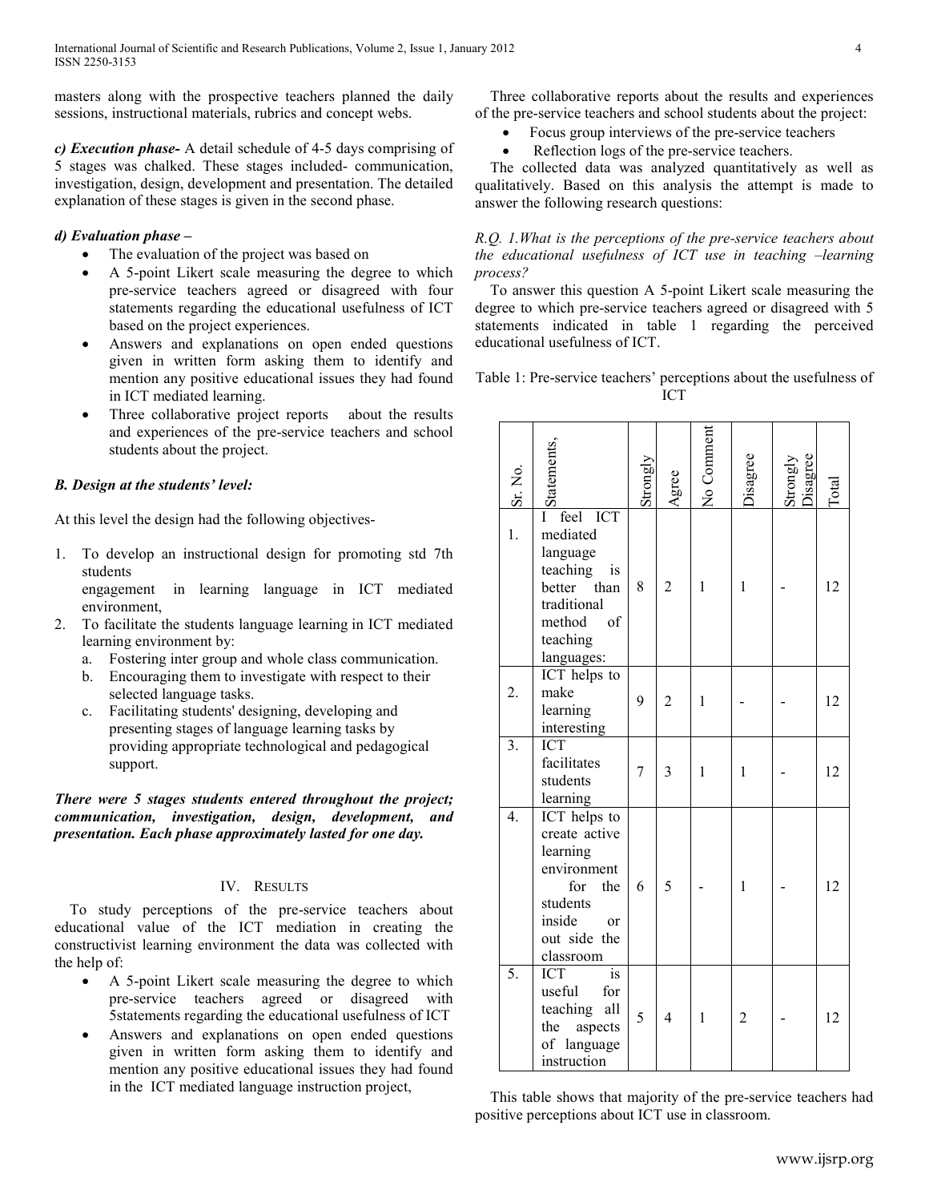masters along with the prospective teachers planned the daily sessions, instructional materials, rubrics and concept webs.

***c) Execution phase-*** A detail schedule of 4-5 days comprising of 5 stages was chalked. These stages included- communication, investigation, design, development and presentation. The detailed explanation of these stages is given in the second phase.

***d) Evaluation phase –***

- The evaluation of the project was based on
- A 5-point Likert scale measuring the degree to which pre-service teachers agreed or disagreed with four statements regarding the educational usefulness of ICT based on the project experiences.
- Answers and explanations on open ended questions given in written form asking them to identify and mention any positive educational issues they had found in ICT mediated learning.
- Three collaborative project reports about the results and experiences of the pre-service teachers and school students about the project.

***B. Design at the students' level:***

At this level the design had the following objectives-

1. To develop an instructional design for promoting std 7th students engagement in learning language in ICT mediated environment,
2. To facilitate the students language learning in ICT mediated learning environment by:
   a. Fostering inter group and whole class communication.
   b. Encouraging them to investigate with respect to their selected language tasks.
   c. Facilitating students' designing, developing and presenting stages of language learning tasks by providing appropriate technological and pedagogical support.

***There were 5 stages students entered throughout the project; communication, investigation, design, development, and presentation. Each phase approximately lasted for one day.***

## IV. Results

To study perceptions of the pre-service teachers about educational value of the ICT mediation in creating the constructivist learning environment the data was collected with the help of:

- A 5-point Likert scale measuring the degree to which pre-service teachers agreed or disagreed with 5statements regarding the educational usefulness of ICT
- Answers and explanations on open ended questions given in written form asking them to identify and mention any positive educational issues they had found in the ICT mediated language instruction project,

Three collaborative reports about the results and experiences of the pre-service teachers and school students about the project:

- Focus group interviews of the pre-service teachers
- Reflection logs of the pre-service teachers.

The collected data was analyzed quantitatively as well as qualitatively. Based on this analysis the attempt is made to answer the following research questions:

*R.Q. 1.What is the perceptions of the pre-service teachers about the educational usefulness of ICT use in teaching –learning process?*

To answer this question A 5-point Likert scale measuring the degree to which pre-service teachers agreed or disagreed with 5 statements indicated in table 1 regarding the perceived educational usefulness of ICT.

Table 1: Pre-service teachers' perceptions about the usefulness of ICT

| Sr. No. | Statements, | Strongly | Agree | No Comment | Disagree | Strongly Disagree | Total |
|---|---|---|---|---|---|---|---|
| 1. | I feel ICT mediated language teaching is better than traditional method of teaching languages: | 8 | 2 | 1 | 1 | - | 12 |
| 2. | ICT helps to make learning interesting | 9 | 2 | 1 | - | - | 12 |
| 3. | ICT facilitates students learning | 7 | 3 | 1 | 1 | - | 12 |
| 4. | ICT helps to create active learning environment for the students inside or out side the classroom | 6 | 5 | - | 1 | - | 12 |
| 5. | ICT is useful for teaching all the aspects of language instruction | 5 | 4 | 1 | 2 | - | 12 |

This table shows that majority of the pre-service teachers had positive perceptions about ICT use in classroom.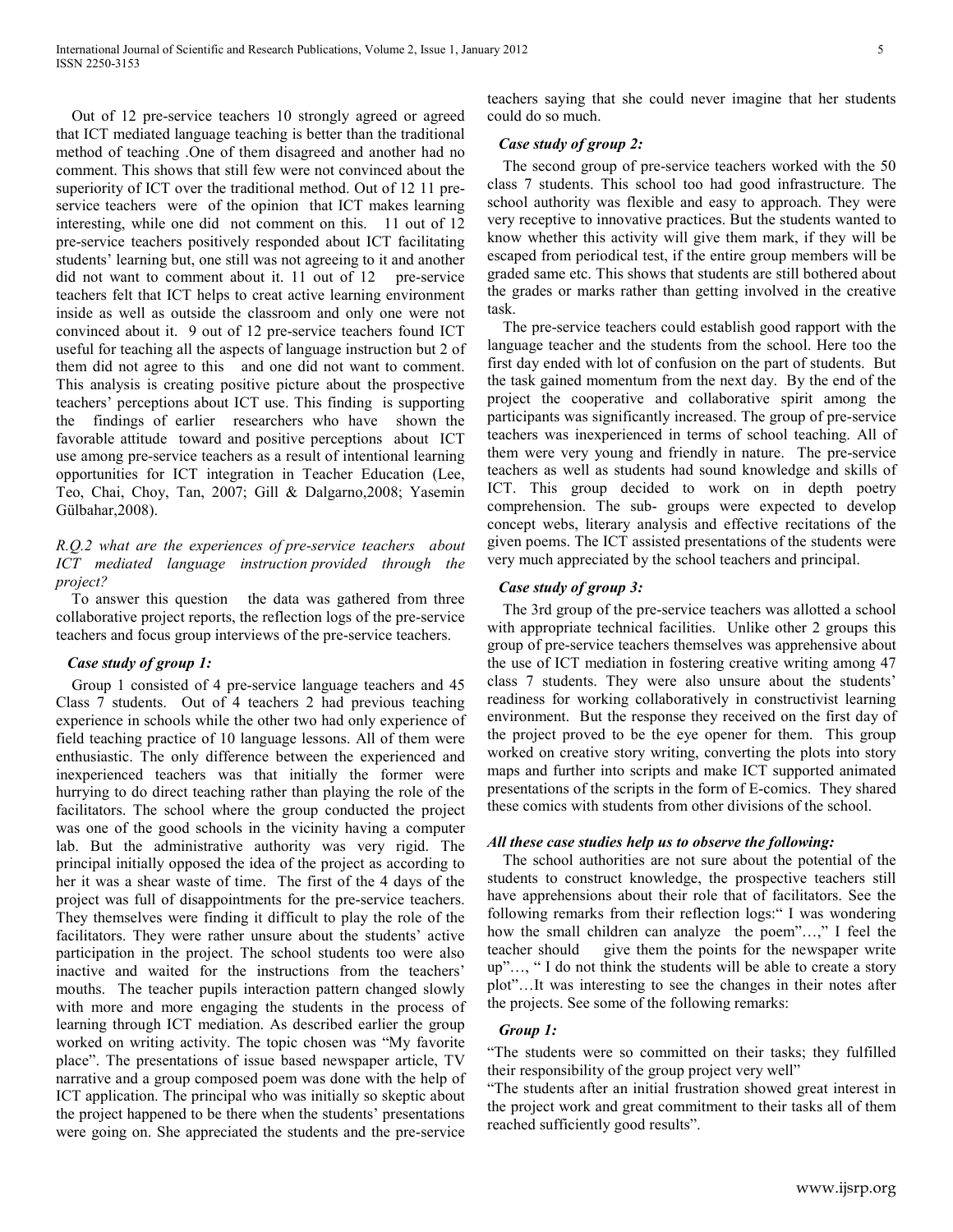Out of 12 pre-service teachers 10 strongly agreed or agreed that ICT mediated language teaching is better than the traditional method of teaching .One of them disagreed and another had no comment. This shows that still few were not convinced about the superiority of ICT over the traditional method. Out of 12 11 pre-service teachers were of the opinion that ICT makes learning interesting, while one did not comment on this. 11 out of 12 pre-service teachers positively responded about ICT facilitating students' learning but, one still was not agreeing to it and another did not want to comment about it. 11 out of 12 pre-service teachers felt that ICT helps to creat active learning environment inside as well as outside the classroom and only one were not convinced about it. 9 out of 12 pre-service teachers found ICT useful for teaching all the aspects of language instruction but 2 of them did not agree to this and one did not want to comment. This analysis is creating positive picture about the prospective teachers' perceptions about ICT use. This finding is supporting the findings of earlier researchers who have shown the favorable attitude toward and positive perceptions about ICT use among pre-service teachers as a result of intentional learning opportunities for ICT integration in Teacher Education (Lee, Teo, Chai, Choy, Tan, 2007; Gill & Dalgarno,2008; Yasemin Gülbahar,2008).

*R.Q.2 what are the experiences of pre-service teachers about ICT mediated language instruction provided through the project?*

To answer this question the data was gathered from three collaborative project reports, the reflection logs of the pre-service teachers and focus group interviews of the pre-service teachers.

***Case study of group 1:***

Group 1 consisted of 4 pre-service language teachers and 45 Class 7 students. Out of 4 teachers 2 had previous teaching experience in schools while the other two had only experience of field teaching practice of 10 language lessons. All of them were enthusiastic. The only difference between the experienced and inexperienced teachers was that initially the former were hurrying to do direct teaching rather than playing the role of the facilitators. The school where the group conducted the project was one of the good schools in the vicinity having a computer lab. But the administrative authority was very rigid. The principal initially opposed the idea of the project as according to her it was a shear waste of time. The first of the 4 days of the project was full of disappointments for the pre-service teachers. They themselves were finding it difficult to play the role of the facilitators. They were rather unsure about the students' active participation in the project. The school students too were also inactive and waited for the instructions from the teachers' mouths. The teacher pupils interaction pattern changed slowly with more and more engaging the students in the process of learning through ICT mediation. As described earlier the group worked on writing activity. The topic chosen was "My favorite place". The presentations of issue based newspaper article, TV narrative and a group composed poem was done with the help of ICT application. The principal who was initially so skeptic about the project happened to be there when the students' presentations were going on. She appreciated the students and the pre-service teachers saying that she could never imagine that her students could do so much.

***Case study of group 2:***

The second group of pre-service teachers worked with the 50 class 7 students. This school too had good infrastructure. The school authority was flexible and easy to approach. They were very receptive to innovative practices. But the students wanted to know whether this activity will give them mark, if they will be escaped from periodical test, if the entire group members will be graded same etc. This shows that students are still bothered about the grades or marks rather than getting involved in the creative task.

The pre-service teachers could establish good rapport with the language teacher and the students from the school. Here too the first day ended with lot of confusion on the part of students. But the task gained momentum from the next day. By the end of the project the cooperative and collaborative spirit among the participants was significantly increased. The group of pre-service teachers was inexperienced in terms of school teaching. All of them were very young and friendly in nature. The pre-service teachers as well as students had sound knowledge and skills of ICT. This group decided to work on in depth poetry comprehension. The sub- groups were expected to develop concept webs, literary analysis and effective recitations of the given poems. The ICT assisted presentations of the students were very much appreciated by the school teachers and principal.

***Case study of group 3:***

The 3rd group of the pre-service teachers was allotted a school with appropriate technical facilities. Unlike other 2 groups this group of pre-service teachers themselves was apprehensive about the use of ICT mediation in fostering creative writing among 47 class 7 students. They were also unsure about the students' readiness for working collaboratively in constructivist learning environment. But the response they received on the first day of the project proved to be the eye opener for them. This group worked on creative story writing, converting the plots into story maps and further into scripts and make ICT supported animated presentations of the scripts in the form of E-comics. They shared these comics with students from other divisions of the school.

***All these case studies help us to observe the following:***

The school authorities are not sure about the potential of the students to construct knowledge, the prospective teachers still have apprehensions about their role that of facilitators. See the following remarks from their reflection logs:" I was wondering how the small children can analyze the poem"…," I feel the teacher should give them the points for the newspaper write up"…, " I do not think the students will be able to create a story plot"…It was interesting to see the changes in their notes after the projects. See some of the following remarks:

***Group 1:***

"The students were so committed on their tasks; they fulfilled their responsibility of the group project very well"

"The students after an initial frustration showed great interest in the project work and great commitment to their tasks all of them reached sufficiently good results".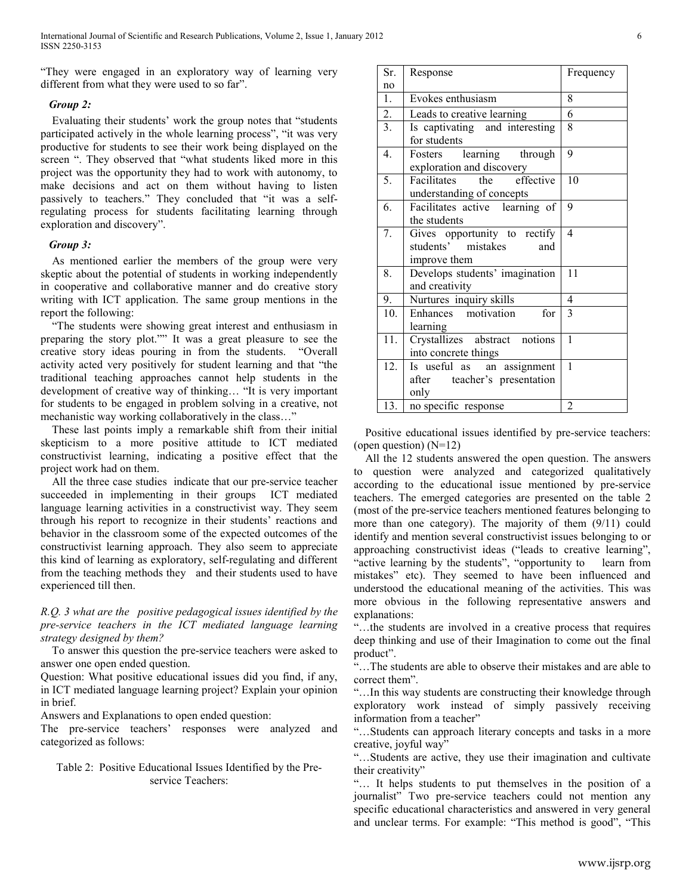"They were engaged in an exploratory way of learning very different from what they were used to so far".

***Group 2:***

Evaluating their students' work the group notes that "students participated actively in the whole learning process", "it was very productive for students to see their work being displayed on the screen ". They observed that "what students liked more in this project was the opportunity they had to work with autonomy, to make decisions and act on them without having to listen passively to teachers." They concluded that "it was a self-regulating process for students facilitating learning through exploration and discovery".

***Group 3:***

As mentioned earlier the members of the group were very skeptic about the potential of students in working independently in cooperative and collaborative manner and do creative story writing with ICT application. The same group mentions in the report the following:

"The students were showing great interest and enthusiasm in preparing the story plot."" It was a great pleasure to see the creative story ideas pouring in from the students. "Overall activity acted very positively for student learning and that "the traditional teaching approaches cannot help students in the development of creative way of thinking… "It is very important for students to be engaged in problem solving in a creative, not mechanistic way working collaboratively in the class…"

These last points imply a remarkable shift from their initial skepticism to a more positive attitude to ICT mediated constructivist learning, indicating a positive effect that the project work had on them.

All the three case studies indicate that our pre-service teacher succeeded in implementing in their groups ICT mediated language learning activities in a constructivist way. They seem through his report to recognize in their students' reactions and behavior in the classroom some of the expected outcomes of the constructivist learning approach. They also seem to appreciate this kind of learning as exploratory, self-regulating and different from the teaching methods they and their students used to have experienced till then.

*R.Q. 3 what are the positive pedagogical issues identified by the pre-service teachers in the ICT mediated language learning strategy designed by them?*

To answer this question the pre-service teachers were asked to answer one open ended question.

Question: What positive educational issues did you find, if any, in ICT mediated language learning project? Explain your opinion in brief.

Answers and Explanations to open ended question:

The pre-service teachers' responses were analyzed and categorized as follows:

Table 2: Positive Educational Issues Identified by the Pre-service Teachers:

| Sr. no | Response | Frequency |
|---|---|---|
| 1. | Evokes enthusiasm | 8 |
| 2. | Leads to creative learning | 6 |
| 3. | Is captivating and interesting for students | 8 |
| 4. | Fosters learning through exploration and discovery | 9 |
| 5. | Facilitates the effective understanding of concepts | 10 |
| 6. | Facilitates active learning of the students | 9 |
| 7. | Gives opportunity to rectify students' mistakes and improve them | 4 |
| 8. | Develops students' imagination and creativity | 11 |
| 9. | Nurtures inquiry skills | 4 |
| 10. | Enhances motivation for learning | 3 |
| 11. | Crystallizes abstract notions into concrete things | 1 |
| 12. | Is useful as an assignment after teacher's presentation only | 1 |
| 13. | no specific response | 2 |

Positive educational issues identified by pre-service teachers: (open question) (N=12)

All the 12 students answered the open question. The answers to question were analyzed and categorized qualitatively according to the educational issue mentioned by pre-service teachers. The emerged categories are presented on the table 2 (most of the pre-service teachers mentioned features belonging to more than one category). The majority of them (9/11) could identify and mention several constructivist issues belonging to or approaching constructivist ideas ("leads to creative learning", "active learning by the students", "opportunity to learn from mistakes" etc). They seemed to have been influenced and understood the educational meaning of the activities. This was more obvious in the following representative answers and explanations:

"…the students are involved in a creative process that requires deep thinking and use of their Imagination to come out the final product".

"…The students are able to observe their mistakes and are able to correct them".

"…In this way students are constructing their knowledge through exploratory work instead of simply passively receiving information from a teacher"

"…Students can approach literary concepts and tasks in a more creative, joyful way"

"…Students are active, they use their imagination and cultivate their creativity"

"… It helps students to put themselves in the position of a journalist" Two pre-service teachers could not mention any specific educational characteristics and answered in very general and unclear terms. For example: "This method is good", "This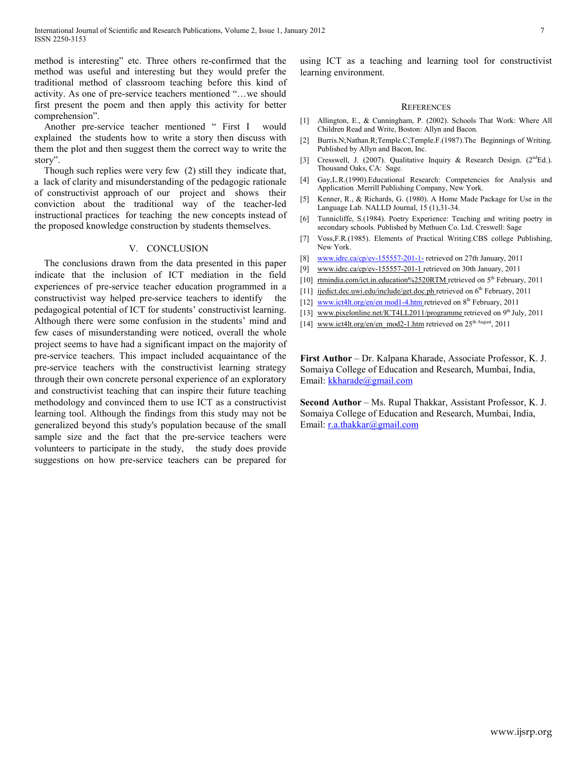method is interesting" etc. Three others re-confirmed that the method was useful and interesting but they would prefer the traditional method of classroom teaching before this kind of activity. As one of pre-service teachers mentioned "…we should first present the poem and then apply this activity for better comprehension".

Another pre-service teacher mentioned " First I would explained the students how to write a story then discuss with them the plot and then suggest them the correct way to write the story".

Though such replies were very few (2) still they indicate that, a lack of clarity and misunderstanding of the pedagogic rationale of constructivist approach of our project and shows their conviction about the traditional way of the teacher-led instructional practices for teaching the new concepts instead of the proposed knowledge construction by students themselves.

## V. CONCLUSION

The conclusions drawn from the data presented in this paper indicate that the inclusion of ICT mediation in the field experiences of pre-service teacher education programmed in a constructivist way helped pre-service teachers to identify the pedagogical potential of ICT for students' constructivist learning. Although there were some confusion in the students' mind and few cases of misunderstanding were noticed, overall the whole project seems to have had a significant impact on the majority of pre-service teachers. This impact included acquaintance of the pre-service teachers with the constructivist learning strategy through their own concrete personal experience of an exploratory and constructivist teaching that can inspire their future teaching methodology and convinced them to use ICT as a constructivist learning tool. Although the findings from this study may not be generalized beyond this study's population because of the small sample size and the fact that the pre-service teachers were volunteers to participate in the study, the study does provide suggestions on how pre-service teachers can be prepared for using ICT as a teaching and learning tool for constructivist learning environment.

## REFERENCES

[1] Allington, E., & Cunningham, P. (2002). Schools That Work: Where All Children Read and Write, Boston: Allyn and Bacon.

[2] Burris.N;Nathan.R;Temple.C;Temple.F.(1987).The Beginnings of Writing. Published by Allyn and Bacon, Inc.

[3] Cresswell, J. (2007). Qualitative Inquiry & Research Design. (2nd Ed.). Thousand Oaks, CA: Sage.

[4] Gay,L.R.(1990).Educational Research: Competencies for Analysis and Application .Merrill Publishing Company, New York.

[5] Kenner, R., & Richards, G. (1980). A Home Made Package for Use in the Language Lab. NALLD Journal, 15 (1),31-34.

[6] Tunnicliffe, S.(1984). Poetry Experience: Teaching and writing poetry in secondary schools. Published by Methuen Co. Ltd. Creswell: Sage

[7] Voss,F.R.(1985). Elements of Practical Writing.CBS college Publishing, New York.

[8] www.idrc.ca/cp/ev-155557-201-1- retrieved on 27th January, 2011

[9] www.idrc.ca/cp/ev-155557-201-1 retrieved on 30th January, 2011

[10] rtmindia.com/ict.in.education%2520RTM retrieved on 5th February, 2011

[11] ijedict.dec.uwi.edu/include/get.doc.ph retrieved on 6th February, 2011

[12] www.ict4lt.org/en/en mod1-4.htm retrieved on 8th February, 2011

[13] www.pixelonline.net/ICT4LL2011/programme retrieved on 9th July, 2011

[14] www.ict4lt.org/en/en_mod2-1.htm retrieved on 25th August, 2011

**First Author** – Dr. Kalpana Kharade, Associate Professor, K. J. Somaiya College of Education and Research, Mumbai, India, Email: kkharade@gmail.com

**Second Author** – Ms. Rupal Thakkar, Assistant Professor, K. J. Somaiya College of Education and Research, Mumbai, India, Email: r.a.thakkar@gmail.com